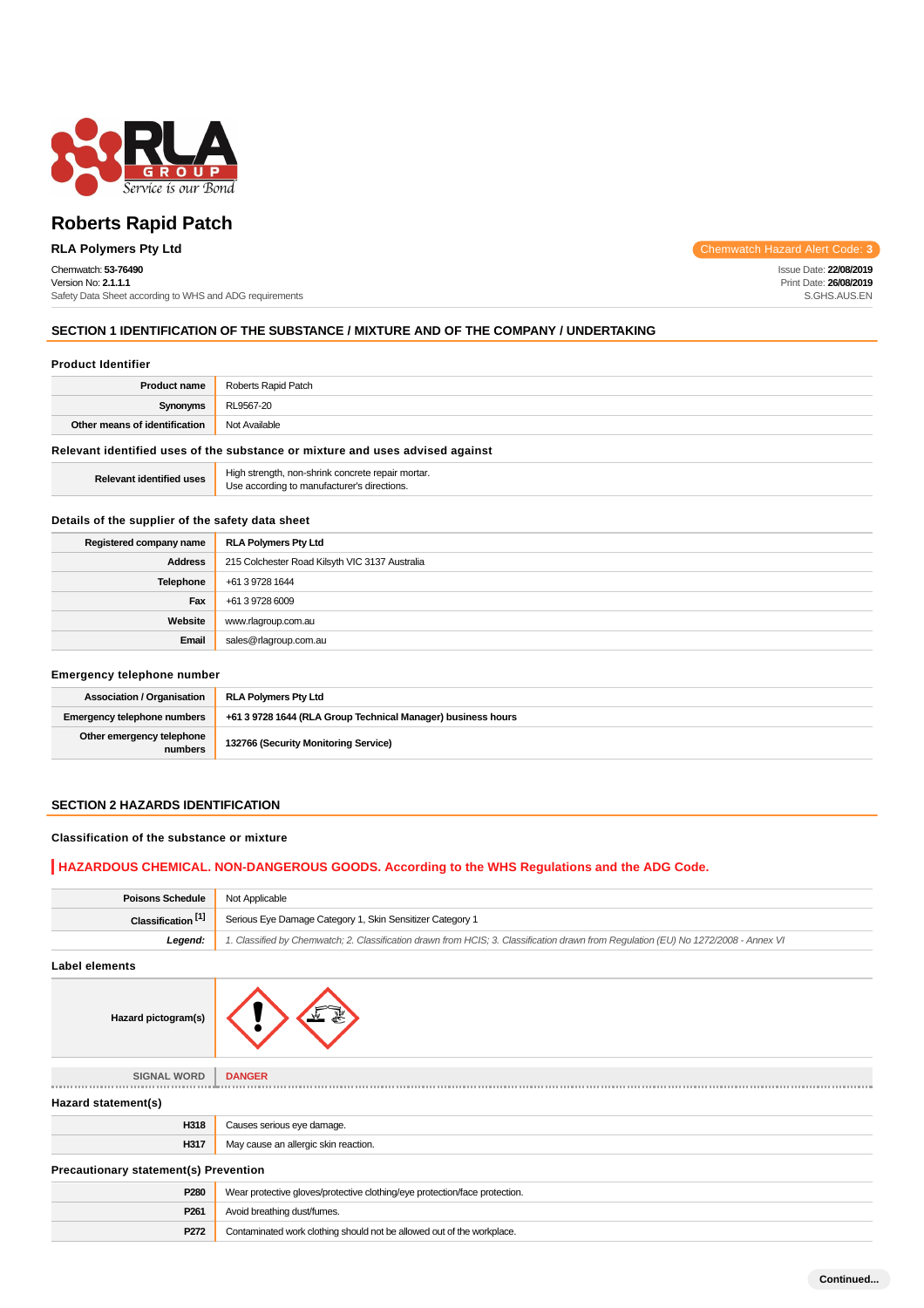# Roberts Rapid Patch

**RLA Polymers Pty Ltd**

Chemwatch Hazard Alert Code: **3**

Chemwatch: **53-76490**
Version No: **2.1.1.1**
Safety Data Sheet according to WHS and ADG requirements

Issue Date: **22/08/2019**
Print Date: **26/08/2019**
S.GHS.AUS.EN

## SECTION 1 IDENTIFICATION OF THE SUBSTANCE / MIXTURE AND OF THE COMPANY / UNDERTAKING

### Product Identifier

| | |
|---|---|
| **Product name** | Roberts Rapid Patch |
| **Synonyms** | RL9567-20 |
| **Other means of identification** | Not Available |

### Relevant identified uses of the substance or mixture and uses advised against

| | |
|---|---|
| **Relevant identified uses** | High strength, non-shrink concrete repair mortar.<br>Use according to manufacturer's directions. |

### Details of the supplier of the safety data sheet

| | |
|---|---|
| **Registered company name** | **RLA Polymers Pty Ltd** |
| **Address** | 215 Colchester Road Kilsyth VIC 3137 Australia |
| **Telephone** | +61 3 9728 1644 |
| **Fax** | +61 3 9728 6009 |
| **Website** | www.rlagroup.com.au |
| **Email** | sales@rlagroup.com.au |

### Emergency telephone number

| | |
|---|---|
| **Association / Organisation** | **RLA Polymers Pty Ltd** |
| **Emergency telephone numbers** | **+61 3 9728 1644 (RLA Group Technical Manager) business hours** |
| **Other emergency telephone numbers** | **132766 (Security Monitoring Service)** |

## SECTION 2 HAZARDS IDENTIFICATION

### Classification of the substance or mixture

**HAZARDOUS CHEMICAL. NON-DANGEROUS GOODS. According to the WHS Regulations and the ADG Code.**

| | |
|---|---|
| **Poisons Schedule** | Not Applicable |
| **Classification [1]** | Serious Eye Damage Category 1, Skin Sensitizer Category 1 |
| ***Legend:*** | *1. Classified by Chemwatch; 2. Classification drawn from HCIS; 3. Classification drawn from Regulation (EU) No 1272/2008 - Annex VI* |

### Label elements

| | |
|---|---|
| **Hazard pictogram(s)** | |
| SIGNAL WORD | **DANGER** |

### Hazard statement(s)

| | |
|---|---|
| **H318** | Causes serious eye damage. |
| **H317** | May cause an allergic skin reaction. |

### Precautionary statement(s) Prevention

| | |
|---|---|
| **P280** | Wear protective gloves/protective clothing/eye protection/face protection. |
| **P261** | Avoid breathing dust/fumes. |
| **P272** | Contaminated work clothing should not be allowed out of the workplace. |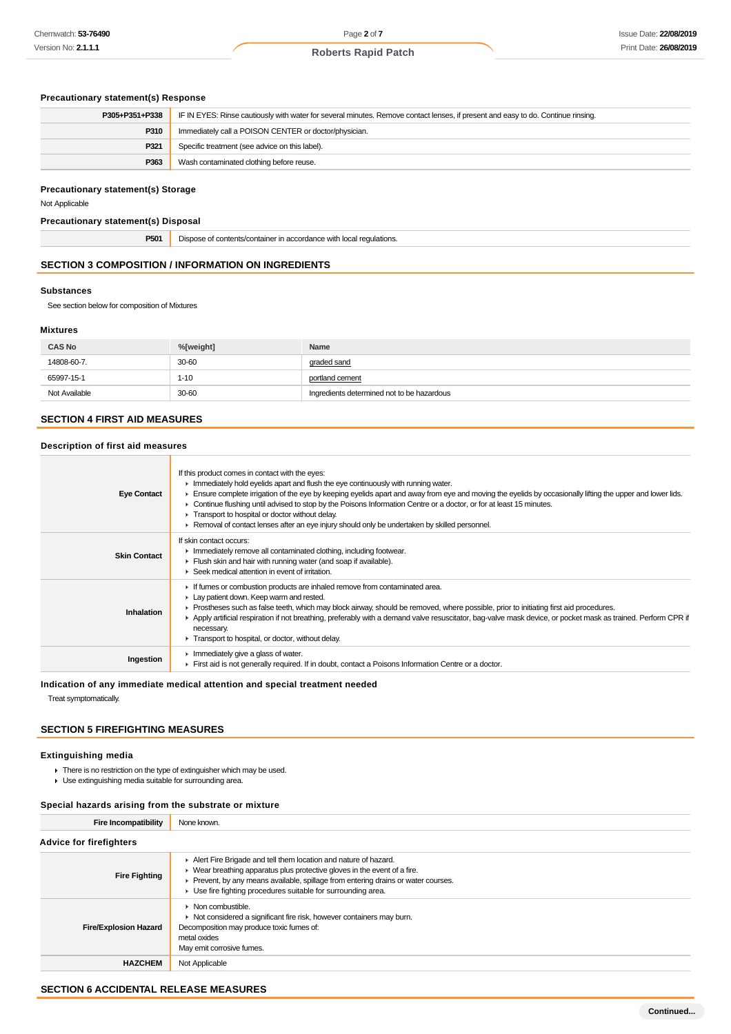### Precautionary statement(s) Response

| | |
|---|---|
| P305+P351+P338 | IF IN EYES: Rinse cautiously with water for several minutes. Remove contact lenses, if present and easy to do. Continue rinsing. |
| P310 | Immediately call a POISON CENTER or doctor/physician. |
| P321 | Specific treatment (see advice on this label). |
| P363 | Wash contaminated clothing before reuse. |

### Precautionary statement(s) Storage

Not Applicable

### Precautionary statement(s) Disposal

| | |
|---|---|
| P501 | Dispose of contents/container in accordance with local regulations. |

## SECTION 3 COMPOSITION / INFORMATION ON INGREDIENTS

### Substances

See section below for composition of Mixtures

### Mixtures

| CAS No | %[weight] | Name |
|---|---|---|
| 14808-60-7. | 30-60 | graded sand |
| 65997-15-1 | 1-10 | portland cement |
| Not Available | 30-60 | Ingredients determined not to be hazardous |

## SECTION 4 FIRST AID MEASURES

### Description of first aid measures

| | |
|---|---|
| **Eye Contact** | If this product comes in contact with the eyes:<br>▸ Immediately hold eyelids apart and flush the eye continuously with running water.<br>▸ Ensure complete irrigation of the eye by keeping eyelids apart and away from eye and moving the eyelids by occasionally lifting the upper and lower lids.<br>▸ Continue flushing until advised to stop by the Poisons Information Centre or a doctor, or for at least 15 minutes.<br>▸ Transport to hospital or doctor without delay.<br>▸ Removal of contact lenses after an eye injury should only be undertaken by skilled personnel. |
| **Skin Contact** | If skin contact occurs:<br>▸ Immediately remove all contaminated clothing, including footwear.<br>▸ Flush skin and hair with running water (and soap if available).<br>▸ Seek medical attention in event of irritation. |
| **Inhalation** | ▸ If fumes or combustion products are inhaled remove from contaminated area.<br>▸ Lay patient down. Keep warm and rested.<br>▸ Prostheses such as false teeth, which may block airway, should be removed, where possible, prior to initiating first aid procedures.<br>▸ Apply artificial respiration if not breathing, preferably with a demand valve resuscitator, bag-valve mask device, or pocket mask as trained. Perform CPR if necessary.<br>▸ Transport to hospital, or doctor, without delay. |
| **Ingestion** | ▸ Immediately give a glass of water.<br>▸ First aid is not generally required. If in doubt, contact a Poisons Information Centre or a doctor. |

### Indication of any immediate medical attention and special treatment needed

Treat symptomatically.

## SECTION 5 FIREFIGHTING MEASURES

### Extinguishing media

- There is no restriction on the type of extinguisher which may be used.
- Use extinguishing media suitable for surrounding area.

### Special hazards arising from the substrate or mixture

| | |
|---|---|
| **Fire Incompatibility** | None known. |

### Advice for firefighters

| | |
|---|---|
| **Fire Fighting** | ▸ Alert Fire Brigade and tell them location and nature of hazard.<br>▸ Wear breathing apparatus plus protective gloves in the event of a fire.<br>▸ Prevent, by any means available, spillage from entering drains or water courses.<br>▸ Use fire fighting procedures suitable for surrounding area. |
| **Fire/Explosion Hazard** | ▸ Non combustible.<br>▸ Not considered a significant fire risk, however containers may burn.<br>Decomposition may produce toxic fumes of:<br>metal oxides<br>May emit corrosive fumes. |
| **HAZCHEM** | Not Applicable |

## SECTION 6 ACCIDENTAL RELEASE MEASURES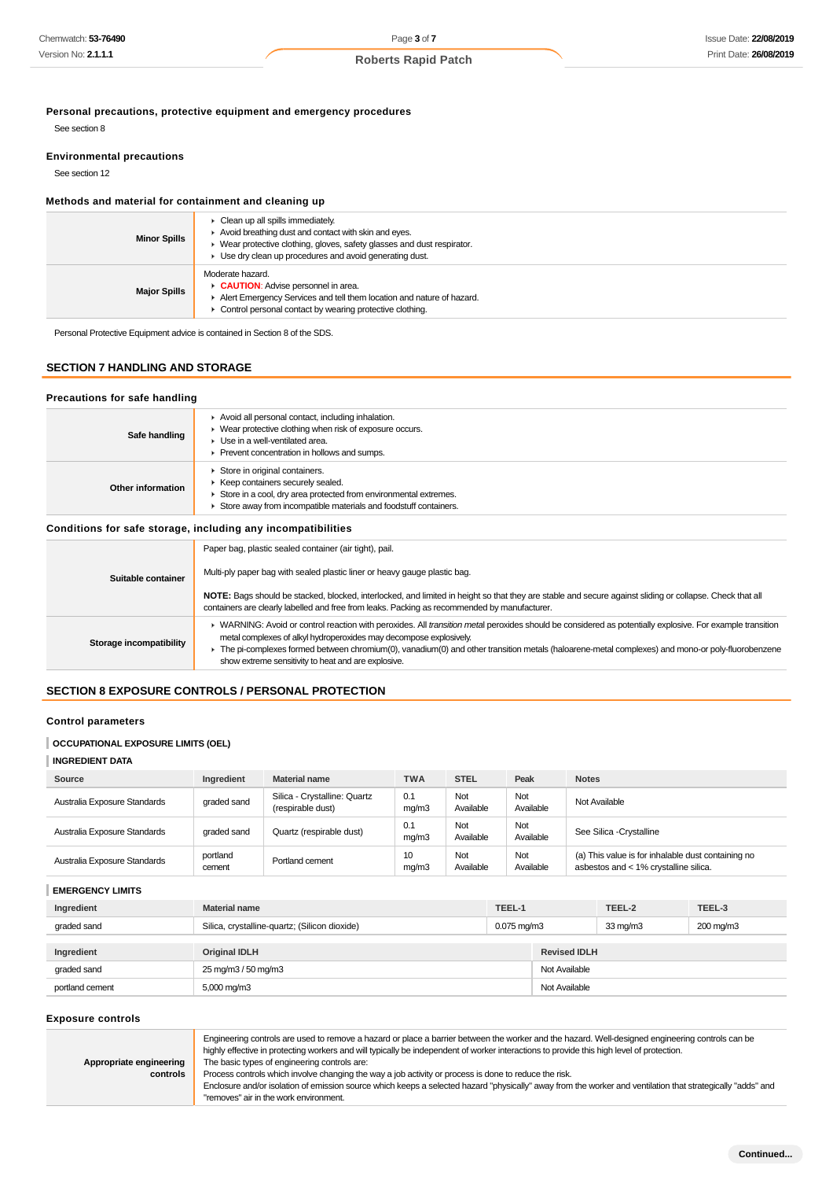### Personal precautions, protective equipment and emergency procedures

See section 8

### Environmental precautions

See section 12

### Methods and material for containment and cleaning up

| | |
|---|---|
| **Minor Spills** | ▸ Clean up all spills immediately.<br>▸ Avoid breathing dust and contact with skin and eyes.<br>▸ Wear protective clothing, gloves, safety glasses and dust respirator.<br>▸ Use dry clean up procedures and avoid generating dust. |
| **Major Spills** | Moderate hazard.<br>▸ **CAUTION**: Advise personnel in area.<br>▸ Alert Emergency Services and tell them location and nature of hazard.<br>▸ Control personal contact by wearing protective clothing. |

Personal Protective Equipment advice is contained in Section 8 of the SDS.

## SECTION 7 HANDLING AND STORAGE

### Precautions for safe handling

| | |
|---|---|
| **Safe handling** | ▸ Avoid all personal contact, including inhalation.<br>▸ Wear protective clothing when risk of exposure occurs.<br>▸ Use in a well-ventilated area.<br>▸ Prevent concentration in hollows and sumps. |
| **Other information** | ▸ Store in original containers.<br>▸ Keep containers securely sealed.<br>▸ Store in a cool, dry area protected from environmental extremes.<br>▸ Store away from incompatible materials and foodstuff containers. |

### Conditions for safe storage, including any incompatibilities

| | |
|---|---|
| **Suitable container** | Paper bag, plastic sealed container (air tight), pail.<br><br>Multi-ply paper bag with sealed plastic liner or heavy gauge plastic bag.<br><br>**NOTE:** Bags should be stacked, blocked, interlocked, and limited in height so that they are stable and secure against sliding or collapse. Check that all containers are clearly labelled and free from leaks. Packing as recommended by manufacturer. |
| **Storage incompatibility** | ▸ WARNING: Avoid or control reaction with peroxides. All *transition metal* peroxides should be considered as potentially explosive. For example transition metal complexes of alkyl hydroperoxides may decompose explosively.<br>▸ The pi-complexes formed between chromium(0), vanadium(0) and other transition metals (haloarene-metal complexes) and mono-or poly-fluorobenzene show extreme sensitivity to heat and are explosive. |

## SECTION 8 EXPOSURE CONTROLS / PERSONAL PROTECTION

### Control parameters

**OCCUPATIONAL EXPOSURE LIMITS (OEL)**

**INGREDIENT DATA**

| Source | Ingredient | Material name | TWA | STEL | Peak | Notes |
|---|---|---|---|---|---|---|
| Australia Exposure Standards | graded sand | Silica - Crystalline: Quartz (respirable dust) | 0.1 mg/m3 | Not Available | Not Available | Not Available |
| Australia Exposure Standards | graded sand | Quartz (respirable dust) | 0.1 mg/m3 | Not Available | Not Available | See Silica -Crystalline |
| Australia Exposure Standards | portland cement | Portland cement | 10 mg/m3 | Not Available | Not Available | (a) This value is for inhalable dust containing no asbestos and < 1% crystalline silica. |

**EMERGENCY LIMITS**

| Ingredient | Material name | TEEL-1 | TEEL-2 | TEEL-3 |
|---|---|---|---|---|
| graded sand | Silica, crystalline-quartz; (Silicon dioxide) | 0.075 mg/m3 | 33 mg/m3 | 200 mg/m3 |

| Ingredient | Original IDLH | Revised IDLH |
|---|---|---|
| graded sand | 25 mg/m3 / 50 mg/m3 | Not Available |
| portland cement | 5,000 mg/m3 | Not Available |

### Exposure controls

| | |
|---|---|
| **Appropriate engineering controls** | Engineering controls are used to remove a hazard or place a barrier between the worker and the hazard. Well-designed engineering controls can be highly effective in protecting workers and will typically be independent of worker interactions to provide this high level of protection.<br>The basic types of engineering controls are:<br>Process controls which involve changing the way a job activity or process is done to reduce the risk.<br>Enclosure and/or isolation of emission source which keeps a selected hazard "physically" away from the worker and ventilation that strategically "adds" and "removes" air in the work environment. |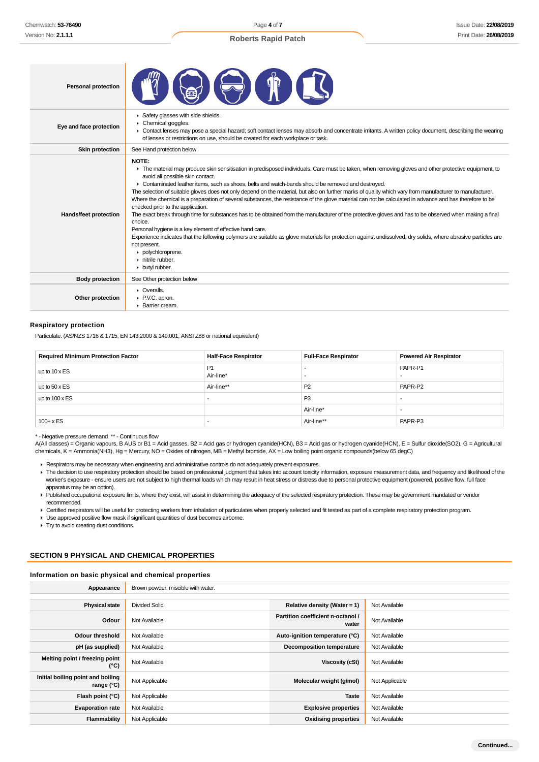| | |
|---|---|
| **Personal protection** | |
| **Eye and face protection** | ▸ Safety glasses with side shields.<br>▸ Chemical goggles.<br>▸ Contact lenses may pose a special hazard; soft contact lenses may absorb and concentrate irritants. A written policy document, describing the wearing of lenses or restrictions on use, should be created for each workplace or task. |
| **Skin protection** | See Hand protection below |
| **Hands/feet protection** | **NOTE:**<br>▸ The material may produce skin sensitisation in predisposed individuals. Care must be taken, when removing gloves and other protective equipment, to avoid all possible skin contact.<br>▸ Contaminated leather items, such as shoes, belts and watch-bands should be removed and destroyed.<br>The selection of suitable gloves does not only depend on the material, but also on further marks of quality which vary from manufacturer to manufacturer. Where the chemical is a preparation of several substances, the resistance of the glove material can not be calculated in advance and has therefore to be checked prior to the application.<br>The exact break through time for substances has to be obtained from the manufacturer of the protective gloves and.has to be observed when making a final choice.<br>Personal hygiene is a key element of effective hand care.<br>Experience indicates that the following polymers are suitable as glove materials for protection against undissolved, dry solids, where abrasive particles are not present.<br>▸ polychloroprene.<br>▸ nitrile rubber.<br>▸ butyl rubber. |
| **Body protection** | See Other protection below |
| **Other protection** | ▸ Overalls.<br>▸ P.V.C. apron.<br>▸ Barrier cream. |

### Respiratory protection

Particulate. (AS/NZS 1716 & 1715, EN 143:2000 & 149:001, ANSI Z88 or national equivalent)

| Required Minimum Protection Factor | Half-Face Respirator | Full-Face Respirator | Powered Air Respirator |
|---|---|---|---|
| up to 10 x ES | P1<br>Air-line* | -<br>- | PAPR-P1<br>- |
| up to 50 x ES | Air-line** | P2 | PAPR-P2 |
| up to 100 x ES | - | P3 | - |
| | | Air-line* | - |
| 100+ x ES | - | Air-line** | PAPR-P3 |

\* - Negative pressure demand  ** - Continuous flow
A(All classes) = Organic vapours, B AUS or B1 = Acid gasses, B2 = Acid gas or hydrogen cyanide(HCN), B3 = Acid gas or hydrogen cyanide(HCN), E = Sulfur dioxide(SO2), G = Agricultural chemicals, K = Ammonia(NH3), Hg = Mercury, NO = Oxides of nitrogen, MB = Methyl bromide, AX = Low boiling point organic compounds(below 65 degC)

- Respirators may be necessary when engineering and administrative controls do not adequately prevent exposures.
- The decision to use respiratory protection should be based on professional judgment that takes into account toxicity information, exposure measurement data, and frequency and likelihood of the worker's exposure - ensure users are not subject to high thermal loads which may result in heat stress or distress due to personal protective equipment (powered, positive flow, full face apparatus may be an option).
- Published occupational exposure limits, where they exist, will assist in determining the adequacy of the selected respiratory protection. These may be government mandated or vendor recommended.
- Certified respirators will be useful for protecting workers from inhalation of particulates when properly selected and fit tested as part of a complete respiratory protection program.
- Use approved positive flow mask if significant quantities of dust becomes airborne.
- Try to avoid creating dust conditions.

## SECTION 9 PHYSICAL AND CHEMICAL PROPERTIES

### Information on basic physical and chemical properties

| | | | |
|---|---|---|---|
| **Appearance** | Brown powder; miscible with water. | | |
| **Physical state** | Divided Solid | **Relative density (Water = 1)** | Not Available |
| **Odour** | Not Available | **Partition coefficient n-octanol / water** | Not Available |
| **Odour threshold** | Not Available | **Auto-ignition temperature (°C)** | Not Available |
| **pH (as supplied)** | Not Available | **Decomposition temperature** | Not Available |
| **Melting point / freezing point (°C)** | Not Available | **Viscosity (cSt)** | Not Available |
| **Initial boiling point and boiling range (°C)** | Not Applicable | **Molecular weight (g/mol)** | Not Applicable |
| **Flash point (°C)** | Not Applicable | **Taste** | Not Available |
| **Evaporation rate** | Not Available | **Explosive properties** | Not Available |
| **Flammability** | Not Applicable | **Oxidising properties** | Not Available |

Continued...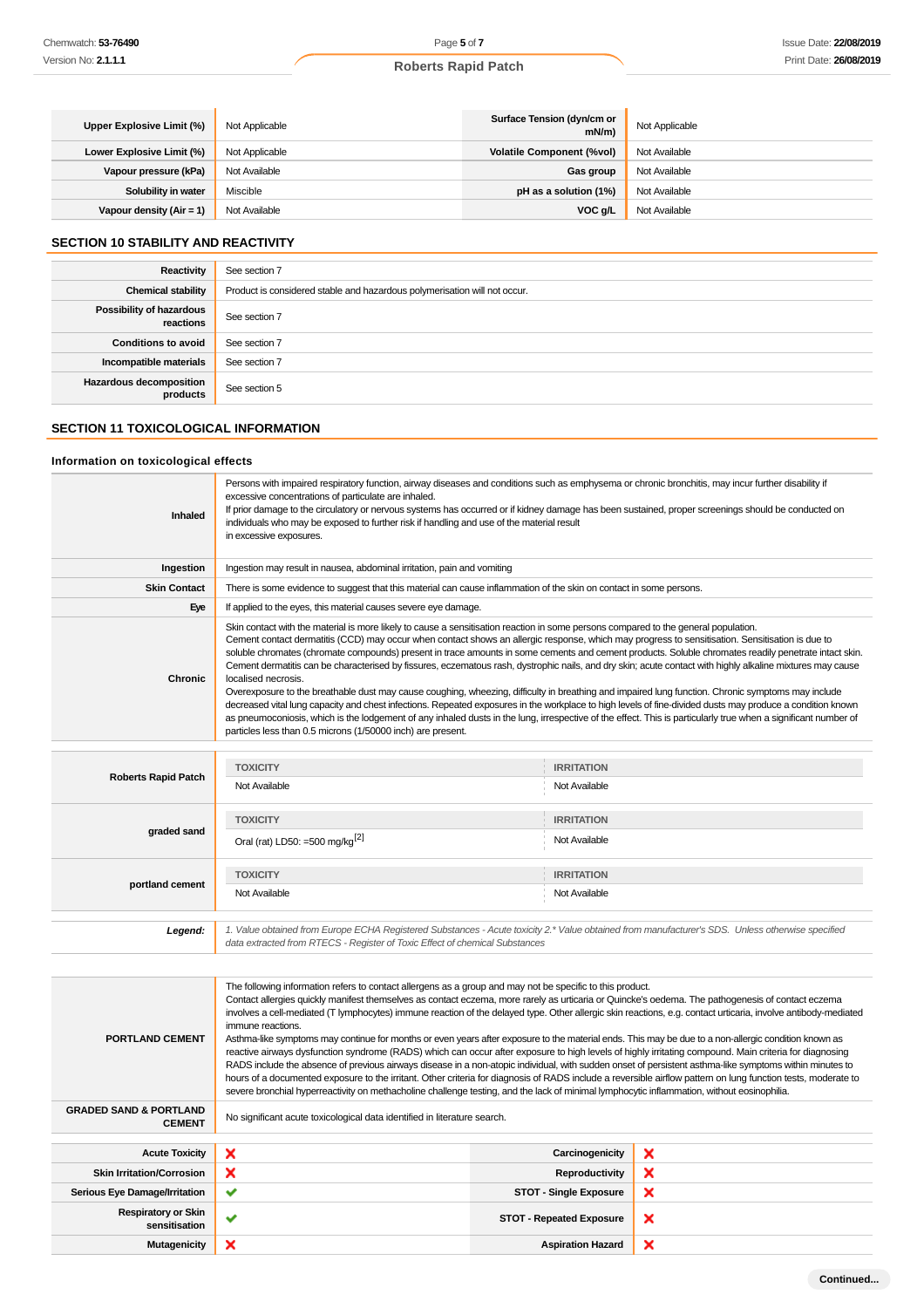| | | | |
|---|---|---|---|
| **Upper Explosive Limit (%)** | Not Applicable | **Surface Tension (dyn/cm or mN/m)** | Not Applicable |
| **Lower Explosive Limit (%)** | Not Applicable | **Volatile Component (%vol)** | Not Available |
| **Vapour pressure (kPa)** | Not Available | **Gas group** | Not Available |
| **Solubility in water** | Miscible | **pH as a solution (1%)** | Not Available |
| **Vapour density (Air = 1)** | Not Available | **VOC g/L** | Not Available |

## SECTION 10 STABILITY AND REACTIVITY

| | |
|---|---|
| **Reactivity** | See section 7 |
| **Chemical stability** | Product is considered stable and hazardous polymerisation will not occur. |
| **Possibility of hazardous reactions** | See section 7 |
| **Conditions to avoid** | See section 7 |
| **Incompatible materials** | See section 7 |
| **Hazardous decomposition products** | See section 5 |

## SECTION 11 TOXICOLOGICAL INFORMATION

### Information on toxicological effects

| | |
|---|---|
| **Inhaled** | Persons with impaired respiratory function, airway diseases and conditions such as emphysema or chronic bronchitis, may incur further disability if excessive concentrations of particulate are inhaled.<br>If prior damage to the circulatory or nervous systems has occurred or if kidney damage has been sustained, proper screenings should be conducted on individuals who may be exposed to further risk if handling and use of the material result<br>in excessive exposures. |
| **Ingestion** | Ingestion may result in nausea, abdominal irritation, pain and vomiting |
| **Skin Contact** | There is some evidence to suggest that this material can cause inflammation of the skin on contact in some persons. |
| **Eye** | If applied to the eyes, this material causes severe eye damage. |
| **Chronic** | Skin contact with the material is more likely to cause a sensitisation reaction in some persons compared to the general population.<br>Cement contact dermatitis (CCD) may occur when contact shows an allergic response, which may progress to sensitisation. Sensitisation is due to soluble chromates (chromate compounds) present in trace amounts in some cements and cement products. Soluble chromates readily penetrate intact skin. Cement dermatitis can be characterised by fissures, eczematous rash, dystrophic nails, and dry skin; acute contact with highly alkaline mixtures may cause localised necrosis.<br>Overexposure to the breathable dust may cause coughing, wheezing, difficulty in breathing and impaired lung function. Chronic symptoms may include decreased vital lung capacity and chest infections. Repeated exposures in the workplace to high levels of fine-divided dusts may produce a condition known as pneumoconiosis, which is the lodgement of any inhaled dusts in the lung, irrespective of the effect. This is particularly true when a significant number of particles less than 0.5 microns (1/50000 inch) are present. |

| | TOXICITY | IRRITATION |
|---|---|---|
| **Roberts Rapid Patch** | Not Available | Not Available |
| **graded sand** | Oral (rat) LD50: =500 mg/kg[2] | Not Available |
| **portland cement** | Not Available | Not Available |

| | |
|---|---|
| ***Legend:*** | *1. Value obtained from Europe ECHA Registered Substances - Acute toxicity 2.\* Value obtained from manufacturer's SDS. Unless otherwise specified data extracted from RTECS - Register of Toxic Effect of chemical Substances* |

| | |
|---|---|
| **PORTLAND CEMENT** | The following information refers to contact allergens as a group and may not be specific to this product.<br>Contact allergies quickly manifest themselves as contact eczema, more rarely as urticaria or Quincke's oedema. The pathogenesis of contact eczema involves a cell-mediated (T lymphocytes) immune reaction of the delayed type. Other allergic skin reactions, e.g. contact urticaria, involve antibody-mediated immune reactions.<br>Asthma-like symptoms may continue for months or even years after exposure to the material ends. This may be due to a non-allergic condition known as reactive airways dysfunction syndrome (RADS) which can occur after exposure to high levels of highly irritating compound. Main criteria for diagnosing RADS include the absence of previous airways disease in a non-atopic individual, with sudden onset of persistent asthma-like symptoms within minutes to hours of a documented exposure to the irritant. Other criteria for diagnosis of RADS include a reversible airflow pattern on lung function tests, moderate to severe bronchial hyperreactivity on methacholine challenge testing, and the lack of minimal lymphocytic inflammation, without eosinophilia. |
| **GRADED SAND & PORTLAND CEMENT** | No significant acute toxicological data identified in literature search. |

| | | | |
|---|---|---|---|
| **Acute Toxicity** | ✘ | **Carcinogenicity** | ✘ |
| **Skin Irritation/Corrosion** | ✘ | **Reproductivity** | ✘ |
| **Serious Eye Damage/Irritation** | ✔ | **STOT - Single Exposure** | ✘ |
| **Respiratory or Skin sensitisation** | ✔ | **STOT - Repeated Exposure** | ✘ |
| **Mutagenicity** | ✘ | **Aspiration Hazard** | ✘ |

**Continued...**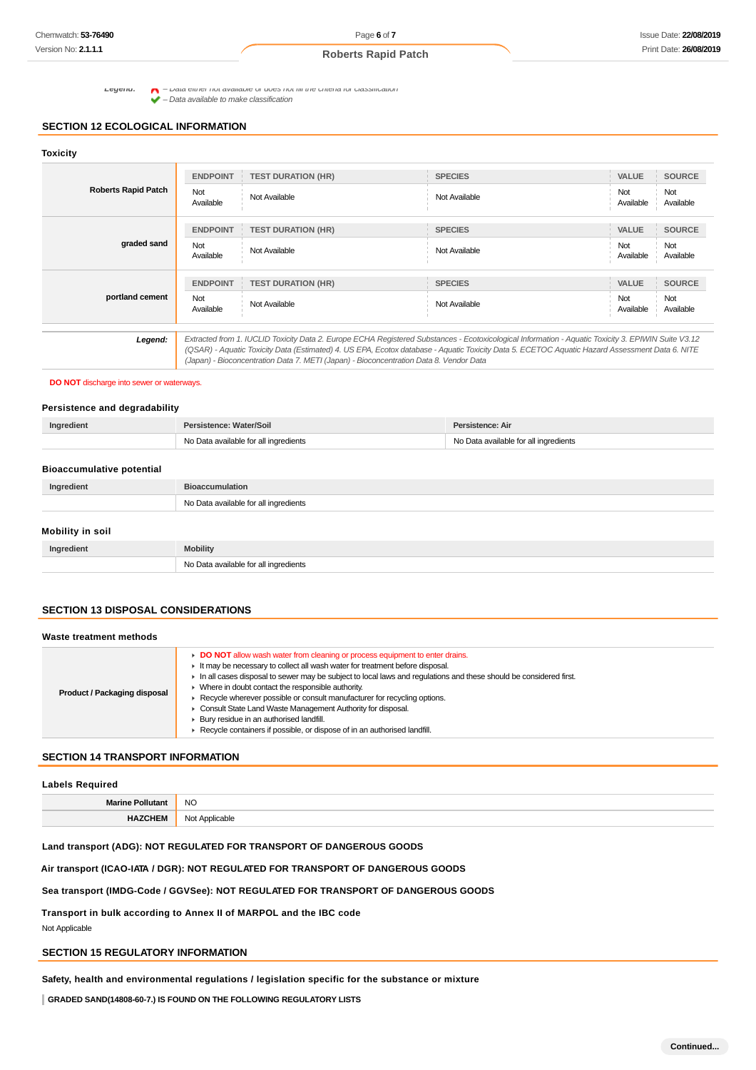**Legend:** ✖ – Data either not available or does not fill the criteria for classification
✔ – Data available to make classification

## SECTION 12 ECOLOGICAL INFORMATION

### Toxicity

| | ENDPOINT | TEST DURATION (HR) | SPECIES | VALUE | SOURCE |
|---|---|---|---|---|---|
| **Roberts Rapid Patch** | Not Available | Not Available | Not Available | Not Available | Not Available |
| **graded sand** | Not Available | Not Available | Not Available | Not Available | Not Available |
| **portland cement** | Not Available | Not Available | Not Available | Not Available | Not Available |

| | |
|---|---|
| ***Legend:*** | *Extracted from 1. IUCLID Toxicity Data 2. Europe ECHA Registered Substances - Ecotoxicological Information - Aquatic Toxicity 3. EPIWIN Suite V3.12 (QSAR) - Aquatic Toxicity Data (Estimated) 4. US EPA, Ecotox database - Aquatic Toxicity Data 5. ECETOC Aquatic Hazard Assessment Data 6. NITE (Japan) - Bioconcentration Data 7. METI (Japan) - Bioconcentration Data 8. Vendor Data* |

**DO NOT** discharge into sewer or waterways.

### Persistence and degradability

| Ingredient | Persistence: Water/Soil | Persistence: Air |
|---|---|---|
| | No Data available for all ingredients | No Data available for all ingredients |

### Bioaccumulative potential

| Ingredient | Bioaccumulation |
|---|---|
| | No Data available for all ingredients |

### Mobility in soil

| Ingredient | Mobility |
|---|---|
| | No Data available for all ingredients |

## SECTION 13 DISPOSAL CONSIDERATIONS

### Waste treatment methods

| | |
|---|---|
| **Product / Packaging disposal** | - **DO NOT** allow wash water from cleaning or process equipment to enter drains.<br>- It may be necessary to collect all wash water for treatment before disposal.<br>- In all cases disposal to sewer may be subject to local laws and regulations and these should be considered first.<br>- Where in doubt contact the responsible authority.<br>- Recycle wherever possible or consult manufacturer for recycling options.<br>- Consult State Land Waste Management Authority for disposal.<br>- Bury residue in an authorised landfill.<br>- Recycle containers if possible, or dispose of in an authorised landfill. |

## SECTION 14 TRANSPORT INFORMATION

### Labels Required

| | |
|---|---|
| **Marine Pollutant** | NO |
| **HAZCHEM** | Not Applicable |

**Land transport (ADG): NOT REGULATED FOR TRANSPORT OF DANGEROUS GOODS**

**Air transport (ICAO-IATA / DGR): NOT REGULATED FOR TRANSPORT OF DANGEROUS GOODS**

**Sea transport (IMDG-Code / GGVSee): NOT REGULATED FOR TRANSPORT OF DANGEROUS GOODS**

**Transport in bulk according to Annex II of MARPOL and the IBC code**

Not Applicable

## SECTION 15 REGULATORY INFORMATION

**Safety, health and environmental regulations / legislation specific for the substance or mixture**

**GRADED SAND(14808-60-7.) IS FOUND ON THE FOLLOWING REGULATORY LISTS**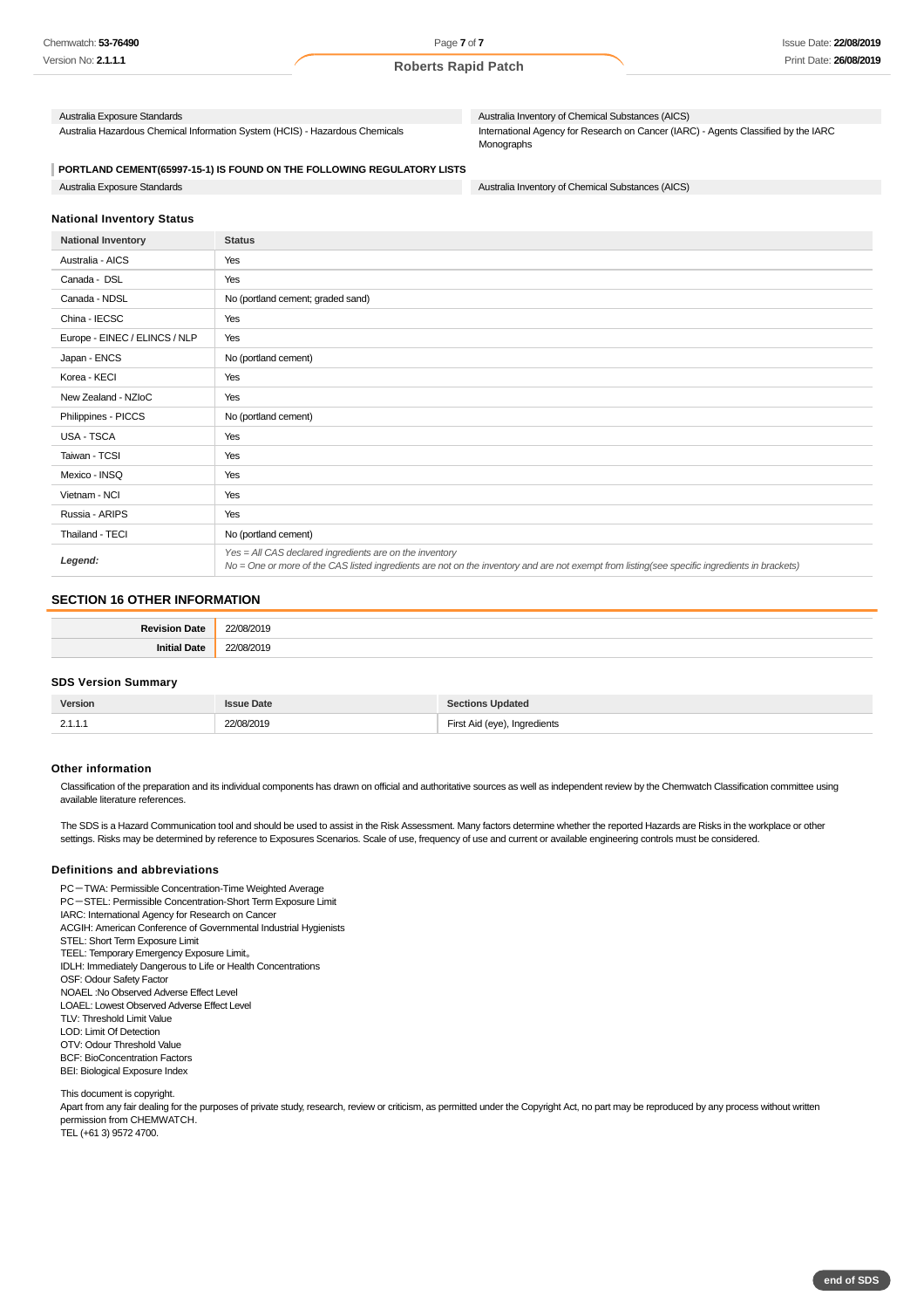| | |
|---|---|
| Australia Exposure Standards | Australia Inventory of Chemical Substances (AICS) |
| Australia Hazardous Chemical Information System (HCIS) - Hazardous Chemicals | International Agency for Research on Cancer (IARC) - Agents Classified by the IARC Monographs |

**PORTLAND CEMENT(65997-15-1) IS FOUND ON THE FOLLOWING REGULATORY LISTS**

| | |
|---|---|
| Australia Exposure Standards | Australia Inventory of Chemical Substances (AICS) |

### National Inventory Status

| National Inventory | Status |
|---|---|
| Australia - AICS | Yes |
| Canada - DSL | Yes |
| Canada - NDSL | No (portland cement; graded sand) |
| China - IECSC | Yes |
| Europe - EINEC / ELINCS / NLP | Yes |
| Japan - ENCS | No (portland cement) |
| Korea - KECI | Yes |
| New Zealand - NZIoC | Yes |
| Philippines - PICCS | No (portland cement) |
| USA - TSCA | Yes |
| Taiwan - TCSI | Yes |
| Mexico - INSQ | Yes |
| Vietnam - NCI | Yes |
| Russia - ARIPS | Yes |
| Thailand - TECI | No (portland cement) |
| ***Legend:*** | *Yes = All CAS declared ingredients are on the inventory*<br>*No = One or more of the CAS listed ingredients are not on the inventory and are not exempt from listing(see specific ingredients in brackets)* |

## SECTION 16 OTHER INFORMATION

| | |
|---|---|
| **Revision Date** | 22/08/2019 |
| **Initial Date** | 22/08/2019 |

### SDS Version Summary

| Version | Issue Date | Sections Updated |
|---|---|---|
| 2.1.1.1 | 22/08/2019 | First Aid (eye), Ingredients |

### Other information

Classification of the preparation and its individual components has drawn on official and authoritative sources as well as independent review by the Chemwatch Classification committee using available literature references.

The SDS is a Hazard Communication tool and should be used to assist in the Risk Assessment. Many factors determine whether the reported Hazards are Risks in the workplace or other settings. Risks may be determined by reference to Exposures Scenarios. Scale of use, frequency of use and current or available engineering controls must be considered.

### Definitions and abbreviations

PC－TWA: Permissible Concentration-Time Weighted Average
PC－STEL: Permissible Concentration-Short Term Exposure Limit
IARC: International Agency for Research on Cancer
ACGIH: American Conference of Governmental Industrial Hygienists
STEL: Short Term Exposure Limit
TEEL: Temporary Emergency Exposure Limit。
IDLH: Immediately Dangerous to Life or Health Concentrations
OSF: Odour Safety Factor
NOAEL :No Observed Adverse Effect Level
LOAEL: Lowest Observed Adverse Effect Level
TLV: Threshold Limit Value
LOD: Limit Of Detection
OTV: Odour Threshold Value
BCF: BioConcentration Factors
BEI: Biological Exposure Index

This document is copyright.
Apart from any fair dealing for the purposes of private study, research, review or criticism, as permitted under the Copyright Act, no part may be reproduced by any process without written permission from CHEMWATCH.
TEL (+61 3) 9572 4700.

**end of SDS**